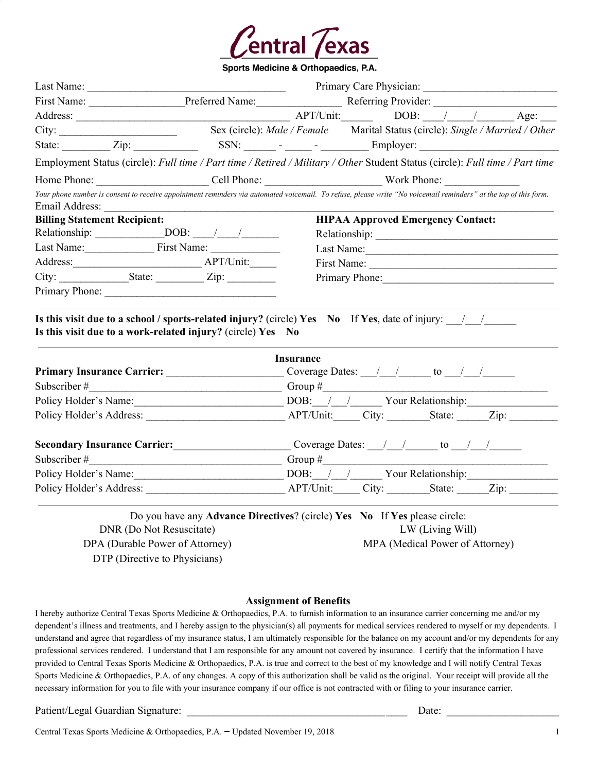# Central Texas

**Sports Medicine & Orthopaedics, P.A.**

Last Name: ___________________________________ Primary Care Physician: ________________________

First Name: _________________ Preferred Name: _______________ Referring Provider: _____________________

Address: ______________________________________ APT/Unit: ______ DOB: ___/____/______ Age: ___

City: ______________________ Sex (circle): *Male / Female* Marital Status (circle): *Single / Married / Other*

State: ________ Zip: ___________ SSN: ______ - _____ - ________ Employer: ________________________

Employment Status (circle): *Full time / Part time / Retired / Military / Other* Student Status (circle): *Full time / Part time*

Home Phone: ___________________ Cell Phone: ____________________ Work Phone: _____________

*Your phone number is consent to receive appointment reminders via automated voicemail. To refuse, please write "No voicemail reminders" at the top of this form.*

Email Address: ______________________________________________________________________________

**Billing Statement Recipient:**

Relationship: ____________ DOB: ____/____/_______

Last Name: ____________ First Name: ____________

Address: _______________________ APT/Unit: _____

City: ____________ State: _________ Zip: _________

Primary Phone: _______________________________

**HIPAA Approved Emergency Contact:**

Relationship: _________________________________

Last Name: ___________________________________

First Name: ___________________________________

Primary Phone: ________________________________

---

**Is this visit due to a school / sports-related injury?** (circle) **Yes No** If **Yes**, date of injury: ___/___/______

**Is this visit due to a work-related injury?** (circle) **Yes No**

---

## Insurance

**Primary Insurance Carrier:** _____________________ Coverage Dates: ___/___/______ to ___/___/______

Subscriber # ________________________________ Group # ____________________________________

Policy Holder's Name: _________________________ DOB: ___/___/______ Your Relationship: ________________

Policy Holder's Address: ________________________ APT/Unit: _____ City: ________ State: ______ Zip: _________

**Secondary Insurance Carrier:** _____________________ Coverage Dates: ___/___/______ to ___/___/______

Subscriber # ________________________________ Group # ____________________________________

Policy Holder's Name: _________________________ DOB: ___/___/______ Your Relationship: ________________

Policy Holder's Address: ________________________ APT/Unit: _____ City: ________ State: ______ Zip: _________

---

Do you have any **Advance Directives**? (circle) **Yes No** If **Yes** please circle:

DNR (Do Not Resuscitate)

LW (Living Will)

DPA (Durable Power of Attorney)

MPA (Medical Power of Attorney)

DTP (Directive to Physicians)

## Assignment of Benefits

I hereby authorize Central Texas Sports Medicine & Orthopaedics, P.A. to furnish information to an insurance carrier concerning me and/or my dependent's illness and treatments, and I hereby assign to the physician(s) all payments for medical services rendered to myself or my dependents. I understand and agree that regardless of my insurance status, I am ultimately responsible for the balance on my account and/or my dependents for any professional services rendered. I understand that I am responsible for any amount not covered by insurance. I certify that the information I have provided to Central Texas Sports Medicine & Orthopaedics, P.A. is true and correct to the best of my knowledge and I will notify Central Texas Sports Medicine & Orthopaedics, P.A. of any changes. A copy of this authorization shall be valid as the original. Your receipt will provide all the necessary information for you to file with your insurance company if our office is not contracted with or filing to your insurance carrier.

Patient/Legal Guardian Signature: _________________________________________ Date: ____________________

Central Texas Sports Medicine & Orthopaedics, P.A. – Updated November 19, 2018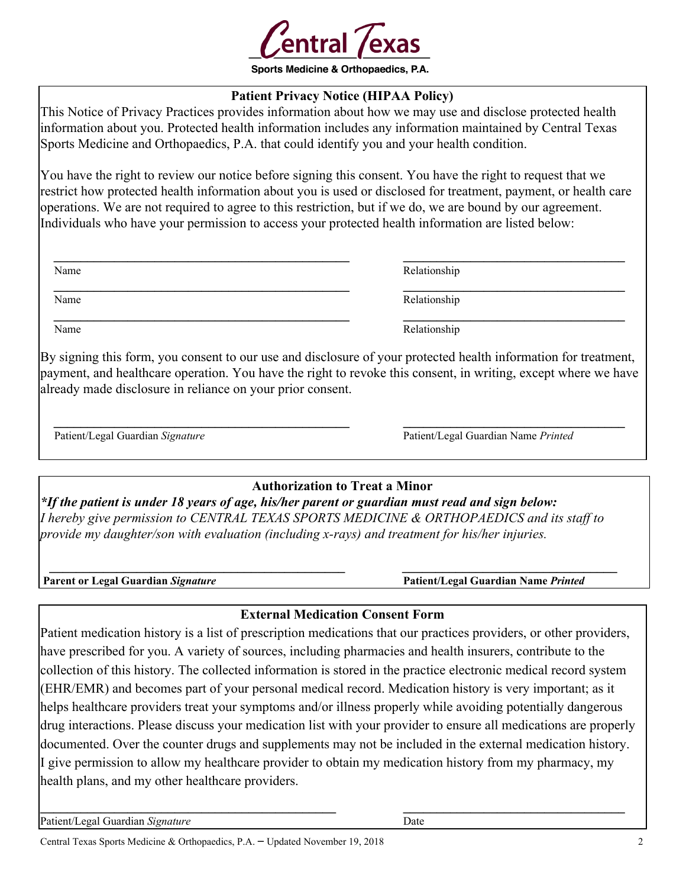# Central Texas

Sports Medicine & Orthopaedics, P.A.

## Patient Privacy Notice (HIPAA Policy)

This Notice of Privacy Practices provides information about how we may use and disclose protected health information about you. Protected health information includes any information maintained by Central Texas Sports Medicine and Orthopaedics, P.A. that could identify you and your health condition.

You have the right to review our notice before signing this consent. You have the right to request that we restrict how protected health information about you is used or disclosed for treatment, payment, or health care operations. We are not required to agree to this restriction, but if we do, we are bound by our agreement. Individuals who have your permission to access your protected health information are listed below:

| Name | Relationship |
|---|---|
| \_\_\_\_\_\_\_\_\_\_\_\_\_\_\_\_\_\_\_\_ | \_\_\_\_\_\_\_\_\_\_\_\_\_\_\_\_\_\_\_\_ |
| \_\_\_\_\_\_\_\_\_\_\_\_\_\_\_\_\_\_\_\_ | \_\_\_\_\_\_\_\_\_\_\_\_\_\_\_\_\_\_\_\_ |
| \_\_\_\_\_\_\_\_\_\_\_\_\_\_\_\_\_\_\_\_ | \_\_\_\_\_\_\_\_\_\_\_\_\_\_\_\_\_\_\_\_ |

By signing this form, you consent to our use and disclosure of your protected health information for treatment, payment, and healthcare operation. You have the right to revoke this consent, in writing, except where we have already made disclosure in reliance on your prior consent.

\_\_\_\_\_\_\_\_\_\_\_\_\_\_\_\_\_\_\_\_\_\_\_\_\_\_\_\_\_\_ \_\_\_\_\_\_\_\_\_\_\_\_\_\_\_\_\_\_\_\_\_\_\_\_\_\_\_\_\_\_

Patient/Legal Guardian *Signature* Patient/Legal Guardian Name *Printed*

## Authorization to Treat a Minor

***\*If the patient is under 18 years of age, his/her parent or guardian must read and sign below:***

*I hereby give permission to CENTRAL TEXAS SPORTS MEDICINE & ORTHOPAEDICS and its staff to provide my daughter/son with evaluation (including x-rays) and treatment for his/her injuries.*

\_\_\_\_\_\_\_\_\_\_\_\_\_\_\_\_\_\_\_\_\_\_\_\_\_\_\_\_\_\_ \_\_\_\_\_\_\_\_\_\_\_\_\_\_\_\_\_\_\_\_\_\_\_\_\_\_\_\_\_\_

**Parent or Legal Guardian *Signature*** **Patient/Legal Guardian Name *Printed***

## External Medication Consent Form

Patient medication history is a list of prescription medications that our practices providers, or other providers, have prescribed for you. A variety of sources, including pharmacies and health insurers, contribute to the collection of this history. The collected information is stored in the practice electronic medical record system (EHR/EMR) and becomes part of your personal medical record. Medication history is very important; as it helps healthcare providers treat your symptoms and/or illness properly while avoiding potentially dangerous drug interactions. Please discuss your medication list with your provider to ensure all medications are properly documented. Over the counter drugs and supplements may not be included in the external medication history. I give permission to allow my healthcare provider to obtain my medication history from my pharmacy, my health plans, and my other healthcare providers.

\_\_\_\_\_\_\_\_\_\_\_\_\_\_\_\_\_\_\_\_\_\_\_\_\_\_\_\_\_\_ \_\_\_\_\_\_\_\_\_\_\_\_\_\_\_\_\_\_\_\_\_\_\_\_\_\_\_\_\_\_

Patient/Legal Guardian *Signature* Date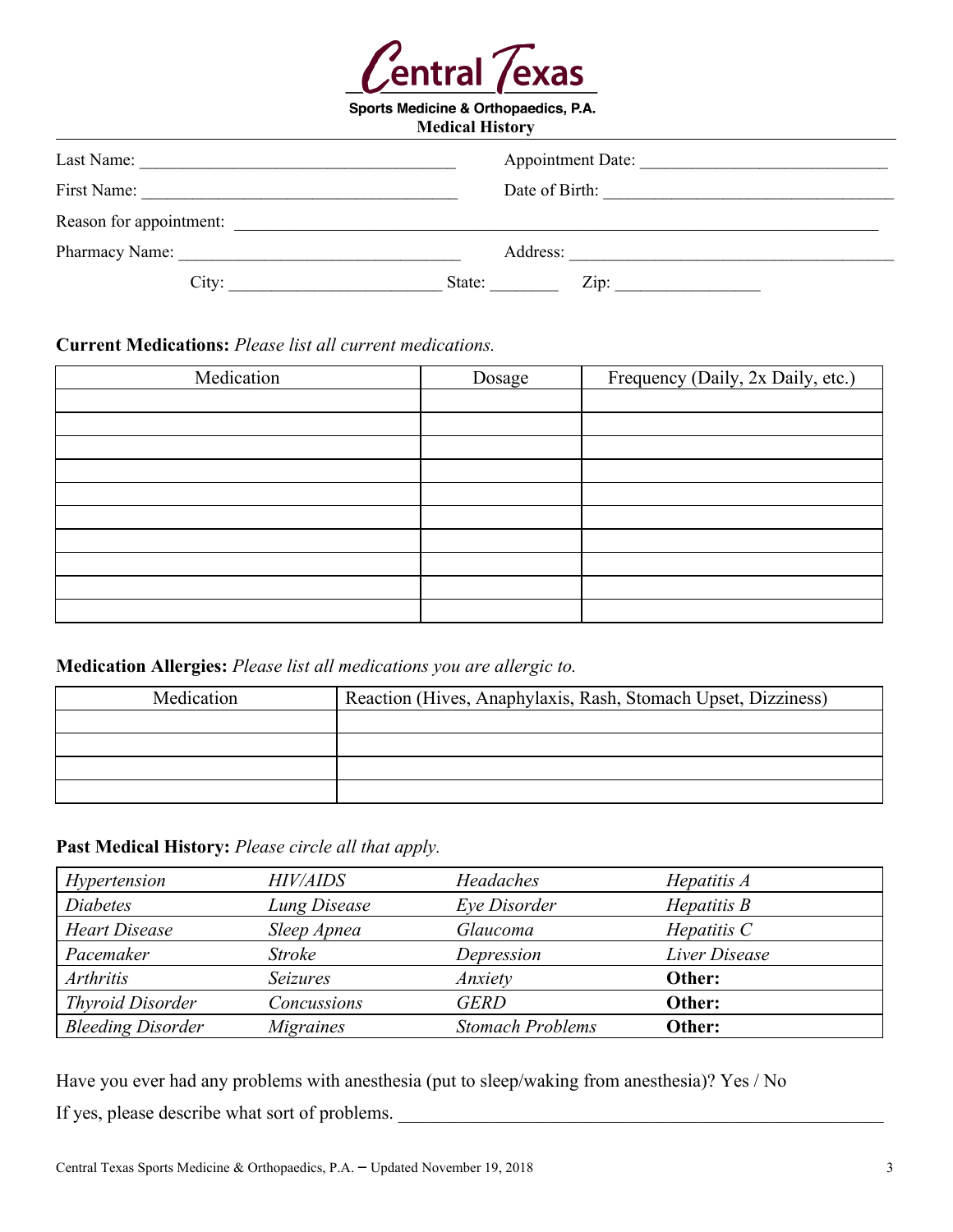# Central Texas

**Sports Medicine & Orthopaedics, P.A.**

**Medical History**

Last Name: ______________________________________ Appointment Date: ____________________________

First Name: ______________________________________ Date of Birth: _________________________________

Reason for appointment: _____________________________________________________________________________

Pharmacy Name: ________________________________ Address: ______________________________________

City: ________________________ State: ________ Zip: ________________

**Current Medications:** *Please list all current medications.*

| Medication | Dosage | Frequency (Daily, 2x Daily, etc.) |
|---|---|---|
| | | |
| | | |
| | | |
| | | |
| | | |
| | | |
| | | |
| | | |
| | | |
| | | |

**Medication Allergies:** *Please list all medications you are allergic to.*

| Medication | Reaction (Hives, Anaphylaxis, Rash, Stomach Upset, Dizziness) |
|---|---|
| | |
| | |
| | |
| | |

**Past Medical History:** *Please circle all that apply.*

| | | | |
|---|---|---|---|
| *Hypertension* | *HIV/AIDS* | *Headaches* | *Hepatitis A* |
| *Diabetes* | *Lung Disease* | *Eye Disorder* | *Hepatitis B* |
| *Heart Disease* | *Sleep Apnea* | *Glaucoma* | *Hepatitis C* |
| *Pacemaker* | *Stroke* | *Depression* | *Liver Disease* |
| *Arthritis* | *Seizures* | *Anxiety* | **Other:** |
| *Thyroid Disorder* | *Concussions* | *GERD* | **Other:** |
| *Bleeding Disorder* | *Migraines* | *Stomach Problems* | **Other:** |

Have you ever had any problems with anesthesia (put to sleep/waking from anesthesia)? Yes / No

If yes, please describe what sort of problems. ____________________________________________________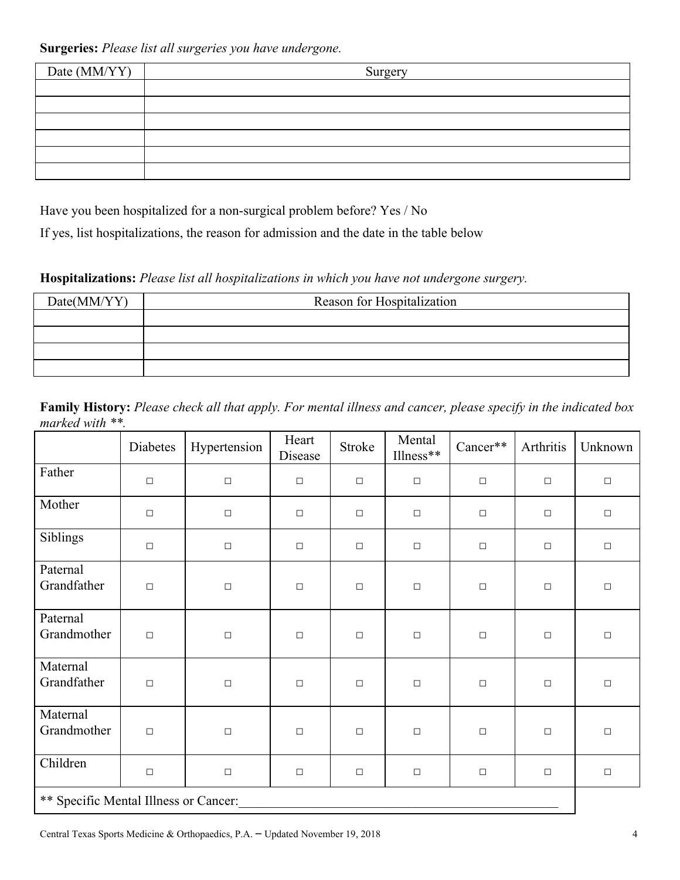**Surgeries:** *Please list all surgeries you have undergone.*

| Date (MM/YY) | Surgery |
|---|---|
| | |
| | |
| | |
| | |
| | |
| | |

Have you been hospitalized for a non-surgical problem before? Yes / No

If yes, list hospitalizations, the reason for admission and the date in the table below

**Hospitalizations:** *Please list all hospitalizations in which you have not undergone surgery.*

| Date(MM/YY) | Reason for Hospitalization |
|---|---|
| | |
| | |
| | |
| | |

**Family History:** *Please check all that apply. For mental illness and cancer, please specify in the indicated box marked with **.*

| | Diabetes | Hypertension | Heart Disease | Stroke | Mental Illness** | Cancer** | Arthritis | Unknown |
|---|---|---|---|---|---|---|---|---|
| Father | □ | □ | □ | □ | □ | □ | □ | □ |
| Mother | □ | □ | □ | □ | □ | □ | □ | □ |
| Siblings | □ | □ | □ | □ | □ | □ | □ | □ |
| Paternal Grandfather | □ | □ | □ | □ | □ | □ | □ | □ |
| Paternal Grandmother | □ | □ | □ | □ | □ | □ | □ | □ |
| Maternal Grandfather | □ | □ | □ | □ | □ | □ | □ | □ |
| Maternal Grandmother | □ | □ | □ | □ | □ | □ | □ | □ |
| Children | □ | □ | □ | □ | □ | □ | □ | □ |
| ** Specific Mental Illness or Cancer:___________________________________________________ | | | | | | | | |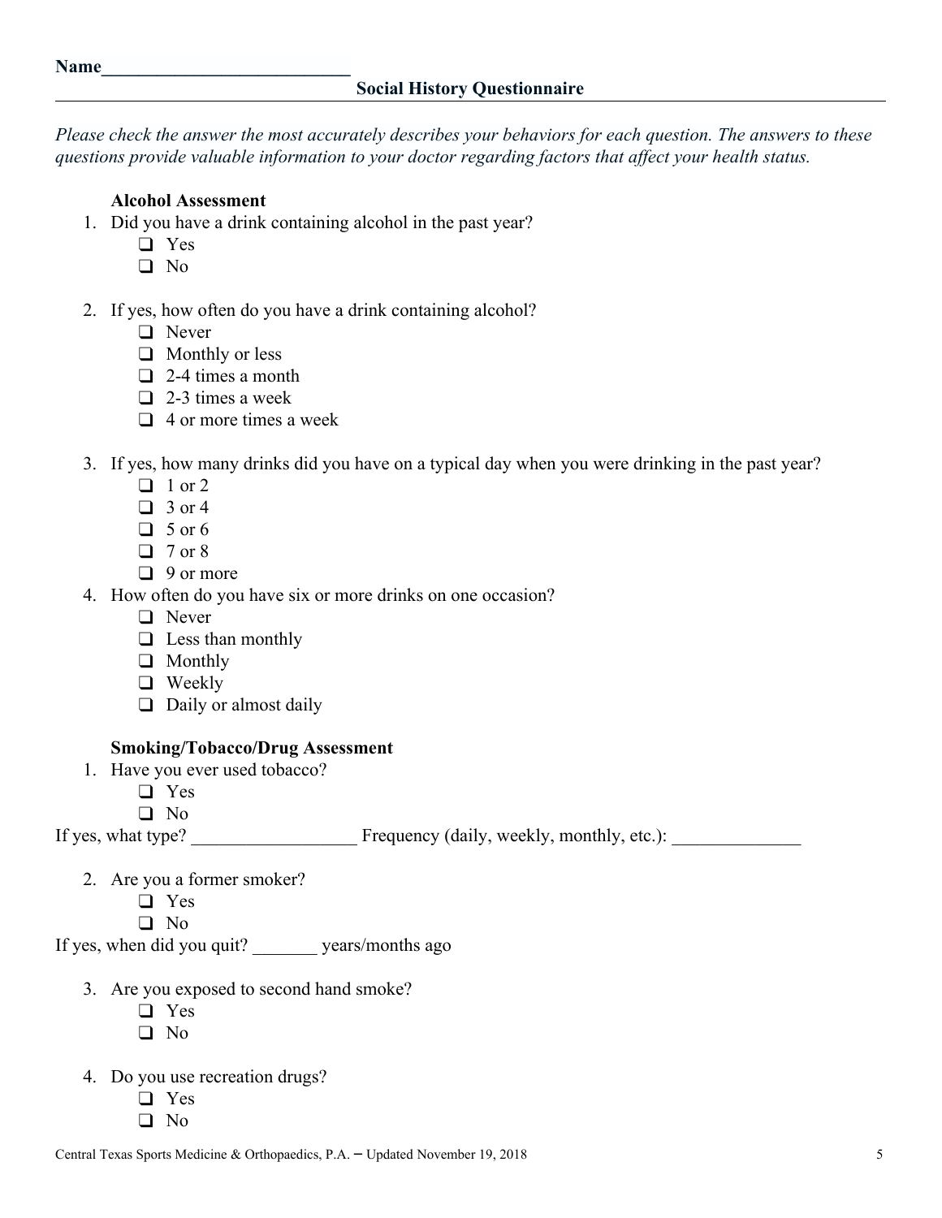Name___________________________

## Social History Questionnaire

*Please check the answer the most accurately describes your behaviors for each question. The answers to these questions provide valuable information to your doctor regarding factors that affect your health status.*

### Alcohol Assessment

1. Did you have a drink containing alcohol in the past year?
   - ❑ Yes
   - ❑ No

2. If yes, how often do you have a drink containing alcohol?
   - ❑ Never
   - ❑ Monthly or less
   - ❑ 2-4 times a month
   - ❑ 2-3 times a week
   - ❑ 4 or more times a week

3. If yes, how many drinks did you have on a typical day when you were drinking in the past year?
   - ❑ 1 or 2
   - ❑ 3 or 4
   - ❑ 5 or 6
   - ❑ 7 or 8
   - ❑ 9 or more

4. How often do you have six or more drinks on one occasion?
   - ❑ Never
   - ❑ Less than monthly
   - ❑ Monthly
   - ❑ Weekly
   - ❑ Daily or almost daily

### Smoking/Tobacco/Drug Assessment

1. Have you ever used tobacco?
   - ❑ Yes
   - ❑ No

If yes, what type? __________________ Frequency (daily, weekly, monthly, etc.): ______________

2. Are you a former smoker?
   - ❑ Yes
   - ❑ No

If yes, when did you quit? _______ years/months ago

3. Are you exposed to second hand smoke?
   - ❑ Yes
   - ❑ No

4. Do you use recreation drugs?
   - ❑ Yes
   - ❑ No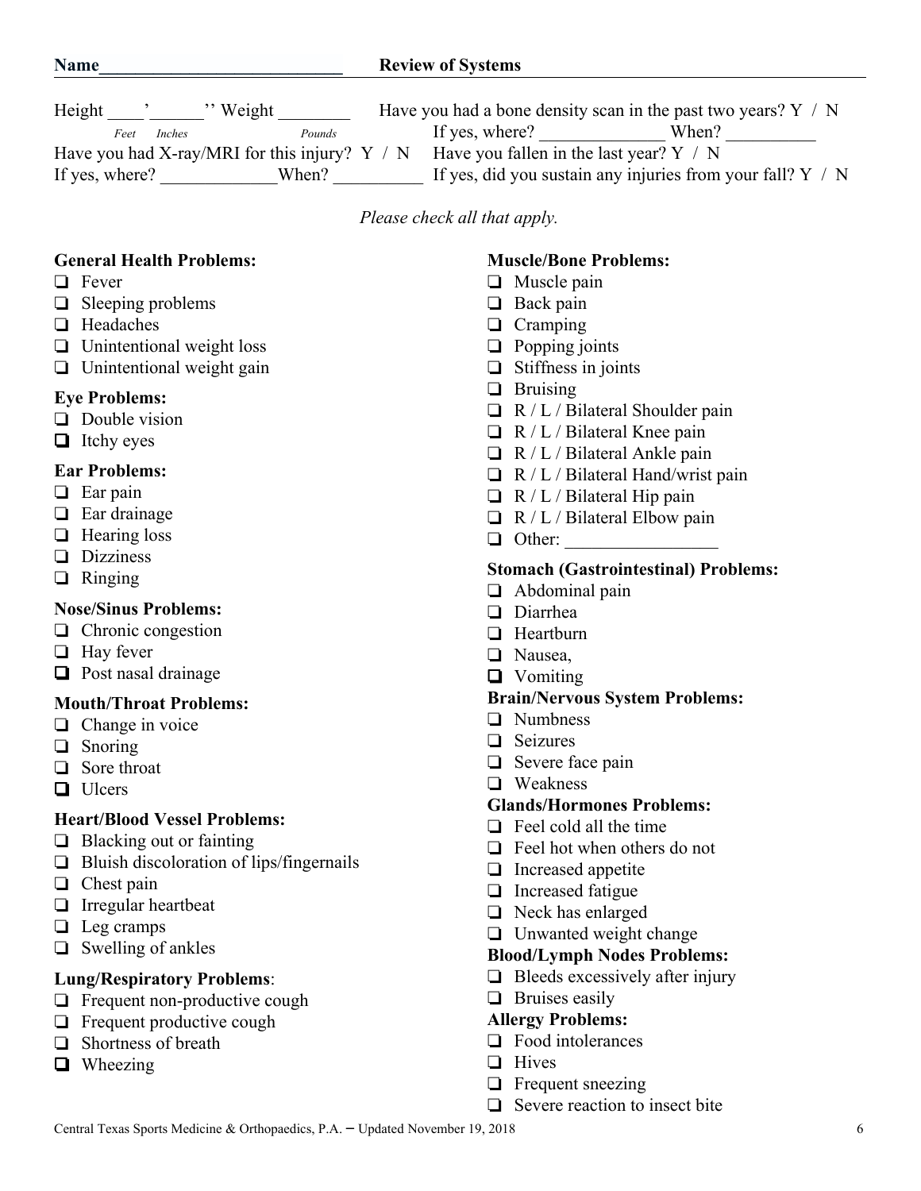**Name**___________________________ **Review of Systems**

Height ____'______'' Weight ________
*Feet Inches Pounds*

Have you had X-ray/MRI for this injury? Y / N
If yes, where? _____________When? __________

Have you had a bone density scan in the past two years? Y / N
If yes, where? ______________ When? __________
Have you fallen in the last year? Y / N
If yes, did you sustain any injuries from your fall? Y / N

*Please check all that apply.*

**General Health Problems:**
- ❑ Fever
- ❑ Sleeping problems
- ❑ Headaches
- ❑ Unintentional weight loss
- ❑ Unintentional weight gain

**Eye Problems:**
- ❑ Double vision
- ❑ Itchy eyes

**Ear Problems:**
- ❑ Ear pain
- ❑ Ear drainage
- ❑ Hearing loss
- ❑ Dizziness
- ❑ Ringing

**Nose/Sinus Problems:**
- ❑ Chronic congestion
- ❑ Hay fever
- ❑ Post nasal drainage

**Mouth/Throat Problems:**
- ❑ Change in voice
- ❑ Snoring
- ❑ Sore throat
- ❑ Ulcers

**Heart/Blood Vessel Problems:**
- ❑ Blacking out or fainting
- ❑ Bluish discoloration of lips/fingernails
- ❑ Chest pain
- ❑ Irregular heartbeat
- ❑ Leg cramps
- ❑ Swelling of ankles

**Lung/Respiratory Problems**:
- ❑ Frequent non-productive cough
- ❑ Frequent productive cough
- ❑ Shortness of breath
- ❑ Wheezing

**Muscle/Bone Problems:**
- ❑ Muscle pain
- ❑ Back pain
- ❑ Cramping
- ❑ Popping joints
- ❑ Stiffness in joints
- ❑ Bruising
- ❑ R / L / Bilateral Shoulder pain
- ❑ R / L / Bilateral Knee pain
- ❑ R / L / Bilateral Ankle pain
- ❑ R / L / Bilateral Hand/wrist pain
- ❑ R / L / Bilateral Hip pain
- ❑ R / L / Bilateral Elbow pain
- ❑ Other: ________________

**Stomach (Gastrointestinal) Problems:**
- ❑ Abdominal pain
- ❑ Diarrhea
- ❑ Heartburn
- ❑ Nausea,
- ❑ Vomiting

**Brain/Nervous System Problems:**
- ❑ Numbness
- ❑ Seizures
- ❑ Severe face pain
- ❑ Weakness

**Glands/Hormones Problems:**
- ❑ Feel cold all the time
- ❑ Feel hot when others do not
- ❑ Increased appetite
- ❑ Increased fatigue
- ❑ Neck has enlarged
- ❑ Unwanted weight change

**Blood/Lymph Nodes Problems:**
- ❑ Bleeds excessively after injury
- ❑ Bruises easily

**Allergy Problems:**
- ❑ Food intolerances
- ❑ Hives
- ❑ Frequent sneezing
- ❑ Severe reaction to insect bite